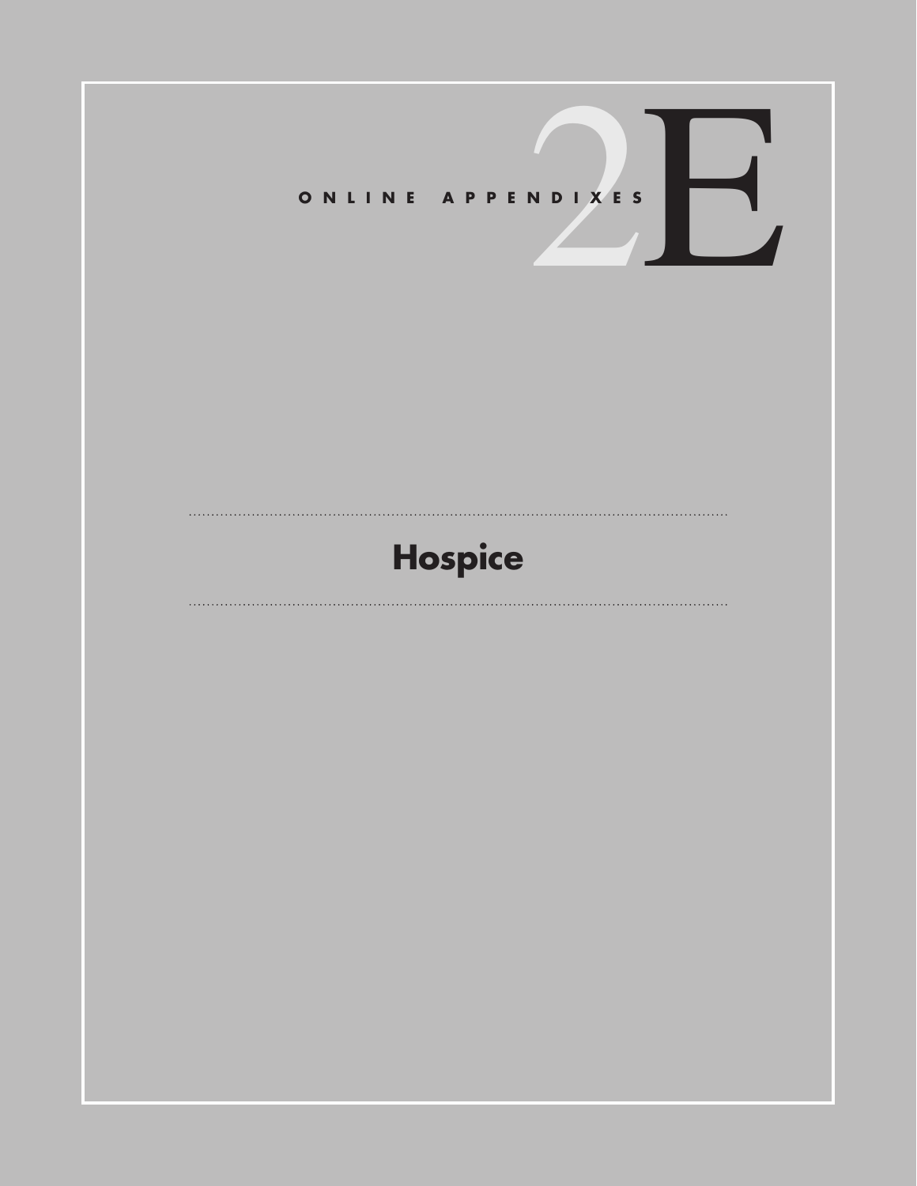ONLINE APPENDIXES

# 2E

## Hospice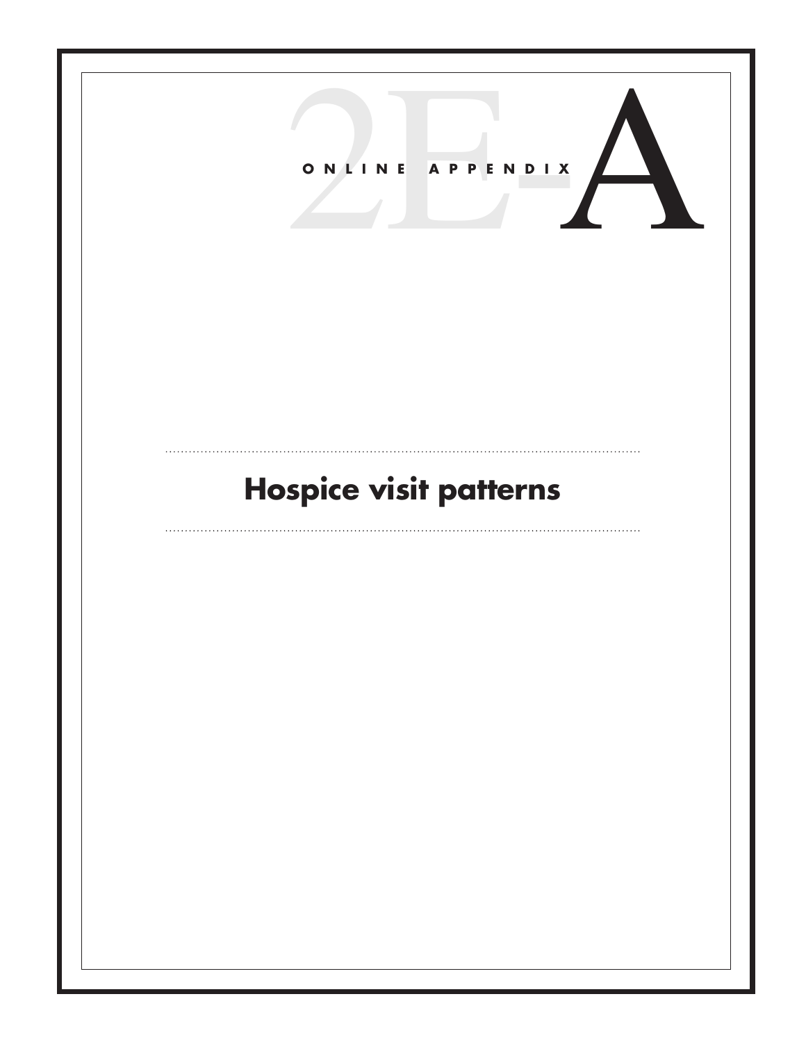# ONLINE APPENDIX 2E-A

## Hospice visit patterns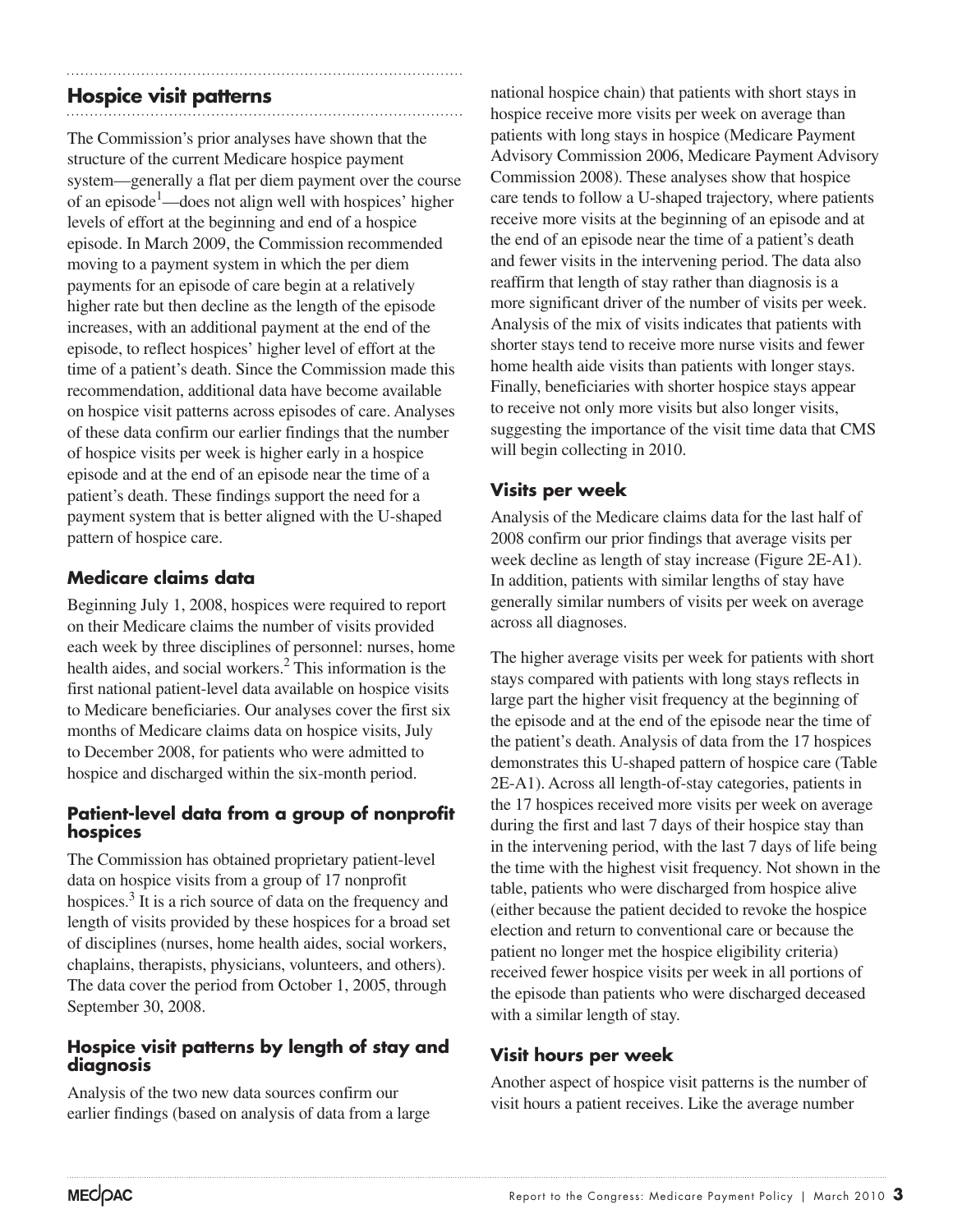## Hospice visit patterns

The Commission's prior analyses have shown that the structure of the current Medicare hospice payment system—generally a flat per diem payment over the course of an episode[1]—does not align well with hospices' higher levels of effort at the beginning and end of a hospice episode. In March 2009, the Commission recommended moving to a payment system in which the per diem payments for an episode of care begin at a relatively higher rate but then decline as the length of the episode increases, with an additional payment at the end of the episode, to reflect hospices' higher level of effort at the time of a patient's death. Since the Commission made this recommendation, additional data have become available on hospice visit patterns across episodes of care. Analyses of these data confirm our earlier findings that the number of hospice visits per week is higher early in a hospice episode and at the end of an episode near the time of a patient's death. These findings support the need for a payment system that is better aligned with the U-shaped pattern of hospice care.

### Medicare claims data

Beginning July 1, 2008, hospices were required to report on their Medicare claims the number of visits provided each week by three disciplines of personnel: nurses, home health aides, and social workers.[2] This information is the first national patient-level data available on hospice visits to Medicare beneficiaries. Our analyses cover the first six months of Medicare claims data on hospice visits, July to December 2008, for patients who were admitted to hospice and discharged within the six-month period.

### Patient-level data from a group of nonprofit hospices

The Commission has obtained proprietary patient-level data on hospice visits from a group of 17 nonprofit hospices.[3] It is a rich source of data on the frequency and length of visits provided by these hospices for a broad set of disciplines (nurses, home health aides, social workers, chaplains, therapists, physicians, volunteers, and others). The data cover the period from October 1, 2005, through September 30, 2008.

### Hospice visit patterns by length of stay and diagnosis

Analysis of the two new data sources confirm our earlier findings (based on analysis of data from a large national hospice chain) that patients with short stays in hospice receive more visits per week on average than patients with long stays in hospice (Medicare Payment Advisory Commission 2006, Medicare Payment Advisory Commission 2008). These analyses show that hospice care tends to follow a U-shaped trajectory, where patients receive more visits at the beginning of an episode and at the end of an episode near the time of a patient's death and fewer visits in the intervening period. The data also reaffirm that length of stay rather than diagnosis is a more significant driver of the number of visits per week. Analysis of the mix of visits indicates that patients with shorter stays tend to receive more nurse visits and fewer home health aide visits than patients with longer stays. Finally, beneficiaries with shorter hospice stays appear to receive not only more visits but also longer visits, suggesting the importance of the visit time data that CMS will begin collecting in 2010.

### Visits per week

Analysis of the Medicare claims data for the last half of 2008 confirm our prior findings that average visits per week decline as length of stay increase (Figure 2E-A1). In addition, patients with similar lengths of stay have generally similar numbers of visits per week on average across all diagnoses.

The higher average visits per week for patients with short stays compared with patients with long stays reflects in large part the higher visit frequency at the beginning of the episode and at the end of the episode near the time of the patient's death. Analysis of data from the 17 hospices demonstrates this U-shaped pattern of hospice care (Table 2E-A1). Across all length-of-stay categories, patients in the 17 hospices received more visits per week on average during the first and last 7 days of their hospice stay than in the intervening period, with the last 7 days of life being the time with the highest visit frequency. Not shown in the table, patients who were discharged from hospice alive (either because the patient decided to revoke the hospice election and return to conventional care or because the patient no longer met the hospice eligibility criteria) received fewer hospice visits per week in all portions of the episode than patients who were discharged deceased with a similar length of stay.

### Visit hours per week

Another aspect of hospice visit patterns is the number of visit hours a patient receives. Like the average number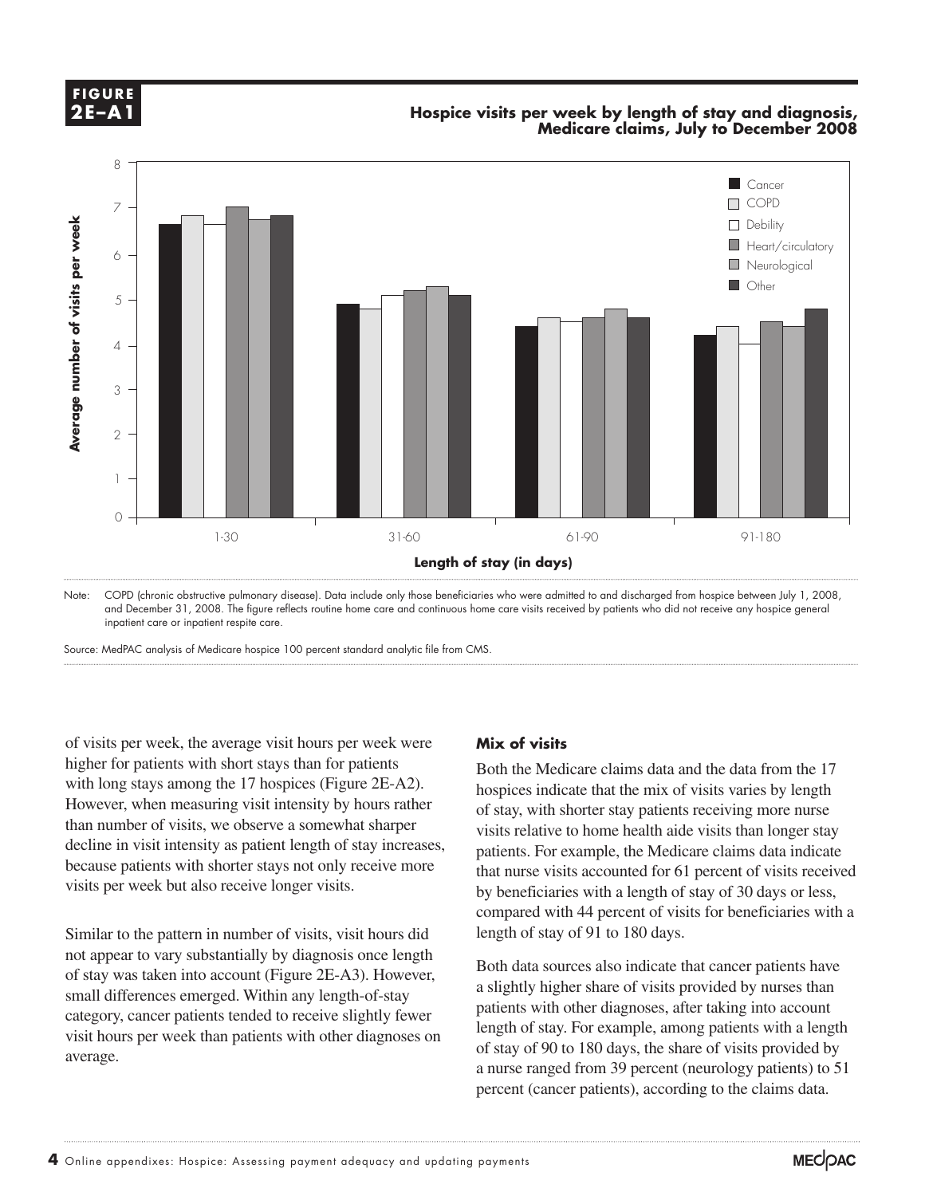**FIGURE 2E–A1**

**Hospice visits per week by length of stay and diagnosis, Medicare claims, July to December 2008**

Note: COPD (chronic obstructive pulmonary disease). Data include only those beneficiaries who were admitted to and discharged from hospice between July 1, 2008, and December 31, 2008. The figure reflects routine home care and continuous home care visits received by patients who did not receive any hospice general inpatient care or inpatient respite care.

Source: MedPAC analysis of Medicare hospice 100 percent standard analytic file from CMS.

of visits per week, the average visit hours per week were higher for patients with short stays than for patients with long stays among the 17 hospices (Figure 2E-A2). However, when measuring visit intensity by hours rather than number of visits, we observe a somewhat sharper decline in visit intensity as patient length of stay increases, because patients with shorter stays not only receive more visits per week but also receive longer visits.

Similar to the pattern in number of visits, visit hours did not appear to vary substantially by diagnosis once length of stay was taken into account (Figure 2E-A3). However, small differences emerged. Within any length-of-stay category, cancer patients tended to receive slightly fewer visit hours per week than patients with other diagnoses on average.

### Mix of visits

Both the Medicare claims data and the data from the 17 hospices indicate that the mix of visits varies by length of stay, with shorter stay patients receiving more nurse visits relative to home health aide visits than longer stay patients. For example, the Medicare claims data indicate that nurse visits accounted for 61 percent of visits received by beneficiaries with a length of stay of 30 days or less, compared with 44 percent of visits for beneficiaries with a length of stay of 91 to 180 days.

Both data sources also indicate that cancer patients have a slightly higher share of visits provided by nurses than patients with other diagnoses, after taking into account length of stay. For example, among patients with a length of stay of 90 to 180 days, the share of visits provided by a nurse ranged from 39 percent (neurology patients) to 51 percent (cancer patients), according to the claims data.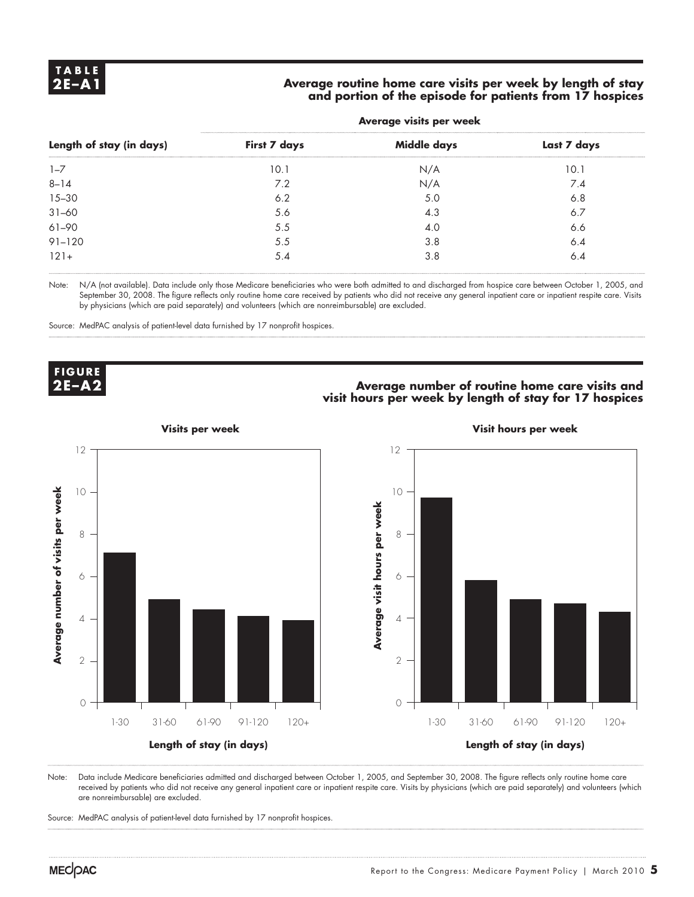**TABLE 2E–A1**

**Average routine home care visits per week by length of stay and portion of the episode for patients from 17 hospices**

| Length of stay (in days) | Average visits per week | | |
|---|---|---|---|
| | First 7 days | Middle days | Last 7 days |
| 1–7 | 10.1 | N/A | 10.1 |
| 8–14 | 7.2 | N/A | 7.4 |
| 15–30 | 6.2 | 5.0 | 6.8 |
| 31–60 | 5.6 | 4.3 | 6.7 |
| 61–90 | 5.5 | 4.0 | 6.6 |
| 91–120 | 5.5 | 3.8 | 6.4 |
| 121+ | 5.4 | 3.8 | 6.4 |

Note: N/A (not available). Data include only those Medicare beneficiaries who were both admitted to and discharged from hospice care between October 1, 2005, and September 30, 2008. The figure reflects only routine home care received by patients who did not receive any general inpatient care or inpatient respite care. Visits by physicians (which are paid separately) and volunteers (which are nonreimbursable) are excluded.

Source: MedPAC analysis of patient-level data furnished by 17 nonprofit hospices.

**FIGURE 2E–A2**

**Average number of routine home care visits and visit hours per week by length of stay for 17 hospices**

**Visits per week**

| Length of stay (in days) | Average number of visits per week |
|---|---|
| 1-30 | 7.1 |
| 31-60 | 4.9 |
| 61-90 | 4.4 |
| 91-120 | 4.1 |
| 120+ | 3.9 |

**Visit hours per week**

| Length of stay (in days) | Average visit hours per week |
|---|---|
| 1-30 | 9.7 |
| 31-60 | 5.8 |
| 61-90 | 4.9 |
| 91-120 | 4.7 |
| 120+ | 4.3 |

Note: Data include Medicare beneficiaries admitted and discharged between October 1, 2005, and September 30, 2008. The figure reflects only routine home care received by patients who did not receive any general inpatient care or inpatient respite care. Visits by physicians (which are paid separately) and volunteers (which are nonreimbursable) are excluded.

Source: MedPAC analysis of patient-level data furnished by 17 nonprofit hospices.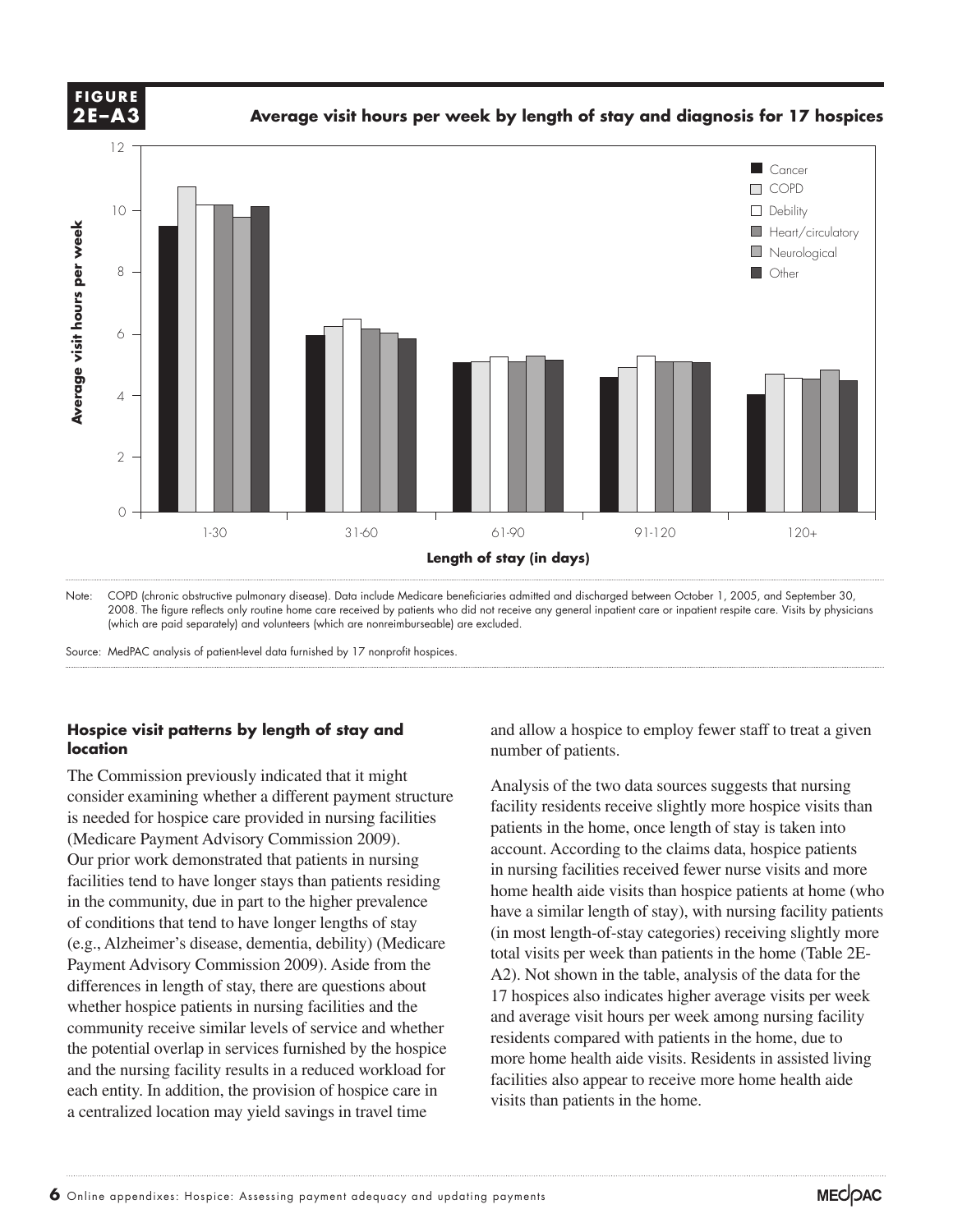**FIGURE 2E–A3**

**Average visit hours per week by length of stay and diagnosis for 17 hospices**

Note: COPD (chronic obstructive pulmonary disease). Data include Medicare beneficiaries admitted and discharged between October 1, 2005, and September 30, 2008. The figure reflects only routine home care received by patients who did not receive any general inpatient care or inpatient respite care. Visits by physicians (which are paid separately) and volunteers (which are nonreimburseable) are excluded.

Source: MedPAC analysis of patient-level data furnished by 17 nonprofit hospices.

### Hospice visit patterns by length of stay and location

The Commission previously indicated that it might consider examining whether a different payment structure is needed for hospice care provided in nursing facilities (Medicare Payment Advisory Commission 2009). Our prior work demonstrated that patients in nursing facilities tend to have longer stays than patients residing in the community, due in part to the higher prevalence of conditions that tend to have longer lengths of stay (e.g., Alzheimer's disease, dementia, debility) (Medicare Payment Advisory Commission 2009). Aside from the differences in length of stay, there are questions about whether hospice patients in nursing facilities and the community receive similar levels of service and whether the potential overlap in services furnished by the hospice and the nursing facility results in a reduced workload for each entity. In addition, the provision of hospice care in a centralized location may yield savings in travel time and allow a hospice to employ fewer staff to treat a given number of patients.

Analysis of the two data sources suggests that nursing facility residents receive slightly more hospice visits than patients in the home, once length of stay is taken into account. According to the claims data, hospice patients in nursing facilities received fewer nurse visits and more home health aide visits than hospice patients at home (who have a similar length of stay), with nursing facility patients (in most length-of-stay categories) receiving slightly more total visits per week than patients in the home (Table 2E-A2). Not shown in the table, analysis of the data for the 17 hospices also indicates higher average visits per week and average visit hours per week among nursing facility residents compared with patients in the home, due to more home health aide visits. Residents in assisted living facilities also appear to receive more home health aide visits than patients in the home.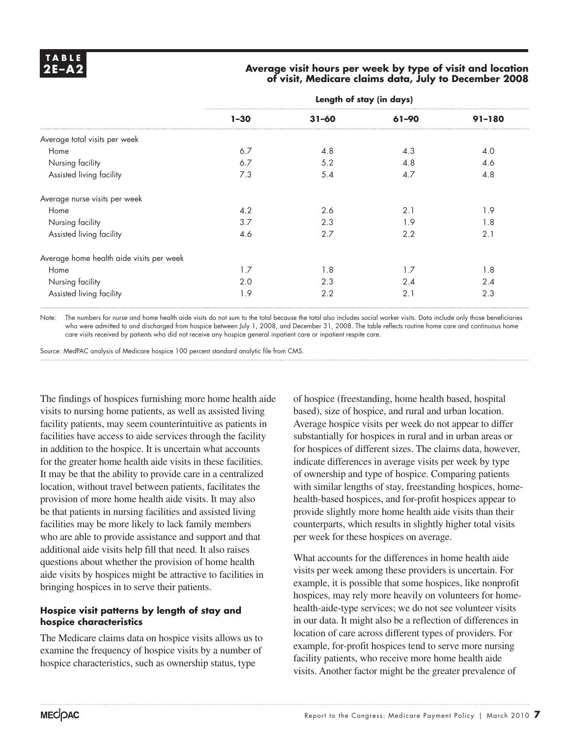**TABLE 2E–A2**

**Average visit hours per week by type of visit and location of visit, Medicare claims data, July to December 2008**

| | Length of stay (in days) | | | |
|---|---|---|---|---|
| | **1–30** | **31–60** | **61–90** | **91–180** |
| Average total visits per week | | | | |
| Home | 6.7 | 4.8 | 4.3 | 4.0 |
| Nursing facility | 6.7 | 5.2 | 4.8 | 4.6 |
| Assisted living facility | 7.3 | 5.4 | 4.7 | 4.8 |
| Average nurse visits per week | | | | |
| Home | 4.2 | 2.6 | 2.1 | 1.9 |
| Nursing facility | 3.7 | 2.3 | 1.9 | 1.8 |
| Assisted living facility | 4.6 | 2.7 | 2.2 | 2.1 |
| Average home health aide visits per week | | | | |
| Home | 1.7 | 1.8 | 1.7 | 1.8 |
| Nursing facility | 2.0 | 2.3 | 2.4 | 2.4 |
| Assisted living facility | 1.9 | 2.2 | 2.1 | 2.3 |

Note: The numbers for nurse and home health aide visits do not sum to the total because the total also includes social worker visits. Data include only those beneficiaries who were admitted to and discharged from hospice between July 1, 2008, and December 31, 2008. The table reflects routine home care and continuous home care visits received by patients who did not receive any hospice general inpatient care or inpatient respite care.

Source: MedPAC analysis of Medicare hospice 100 percent standard analytic file from CMS.

The findings of hospices furnishing more home health aide visits to nursing home patients, as well as assisted living facility patients, may seem counterintuitive as patients in facilities have access to aide services through the facility in addition to the hospice. It is uncertain what accounts for the greater home health aide visits in these facilities. It may be that the ability to provide care in a centralized location, without travel between patients, facilitates the provision of more home health aide visits. It may also be that patients in nursing facilities and assisted living facilities may be more likely to lack family members who are able to provide assistance and support and that additional aide visits help fill that need. It also raises questions about whether the provision of home health aide visits by hospices might be attractive to facilities in bringing hospices in to serve their patients.

### Hospice visit patterns by length of stay and hospice characteristics

The Medicare claims data on hospice visits allows us to examine the frequency of hospice visits by a number of hospice characteristics, such as ownership status, type of hospice (freestanding, home health based, hospital based), size of hospice, and rural and urban location. Average hospice visits per week do not appear to differ substantially for hospices in rural and in urban areas or for hospices of different sizes. The claims data, however, indicate differences in average visits per week by type of ownership and type of hospice. Comparing patients with similar lengths of stay, freestanding hospices, home-health-based hospices, and for-profit hospices appear to provide slightly more home health aide visits than their counterparts, which results in slightly higher total visits per week for these hospices on average.

What accounts for the differences in home health aide visits per week among these providers is uncertain. For example, it is possible that some hospices, like nonprofit hospices, may rely more heavily on volunteers for home-health-aide-type services; we do not see volunteer visits in our data. It might also be a reflection of differences in location of care across different types of providers. For example, for-profit hospices tend to serve more nursing facility patients, who receive more home health aide visits. Another factor might be the greater prevalence of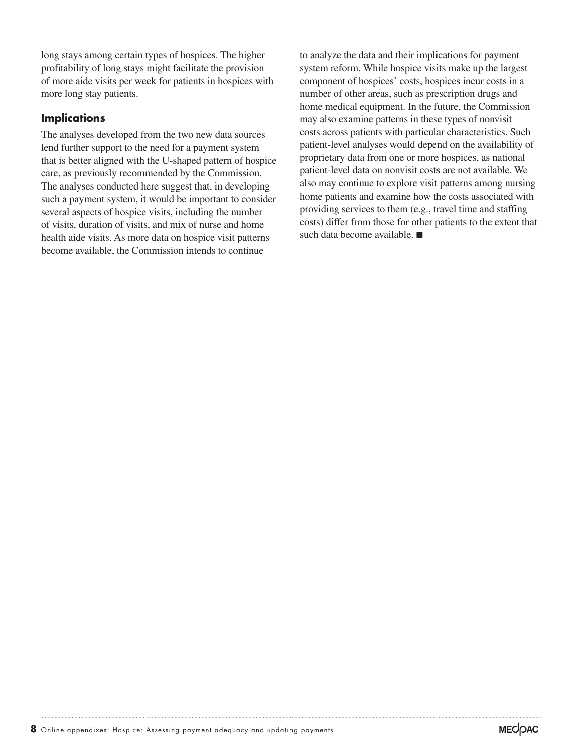long stays among certain types of hospices. The higher profitability of long stays might facilitate the provision of more aide visits per week for patients in hospices with more long stay patients.

### Implications

The analyses developed from the two new data sources lend further support to the need for a payment system that is better aligned with the U-shaped pattern of hospice care, as previously recommended by the Commission. The analyses conducted here suggest that, in developing such a payment system, it would be important to consider several aspects of hospice visits, including the number of visits, duration of visits, and mix of nurse and home health aide visits. As more data on hospice visit patterns become available, the Commission intends to continue to analyze the data and their implications for payment system reform. While hospice visits make up the largest component of hospices' costs, hospices incur costs in a number of other areas, such as prescription drugs and home medical equipment. In the future, the Commission may also examine patterns in these types of nonvisit costs across patients with particular characteristics. Such patient-level analyses would depend on the availability of proprietary data from one or more hospices, as national patient-level data on nonvisit costs are not available. We also may continue to explore visit patterns among nursing home patients and examine how the costs associated with providing services to them (e.g., travel time and staffing costs) differ from those for other patients to the extent that such data become available. ■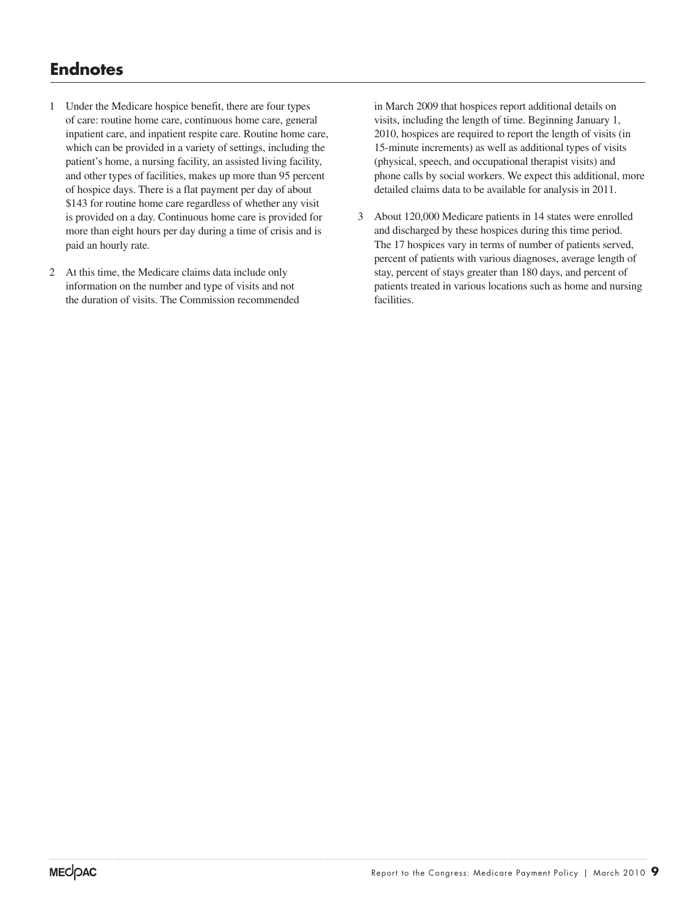## Endnotes

1. Under the Medicare hospice benefit, there are four types of care: routine home care, continuous home care, general inpatient care, and inpatient respite care. Routine home care, which can be provided in a variety of settings, including the patient's home, a nursing facility, an assisted living facility, and other types of facilities, makes up more than 95 percent of hospice days. There is a flat payment per day of about $143 for routine home care regardless of whether any visit is provided on a day. Continuous home care is provided for more than eight hours per day during a time of crisis and is paid an hourly rate.

2. At this time, the Medicare claims data include only information on the number and type of visits and not the duration of visits. The Commission recommended in March 2009 that hospices report additional details on visits, including the length of time. Beginning January 1, 2010, hospices are required to report the length of visits (in 15-minute increments) as well as additional types of visits (physical, speech, and occupational therapist visits) and phone calls by social workers. We expect this additional, more detailed claims data to be available for analysis in 2011.

3. About 120,000 Medicare patients in 14 states were enrolled and discharged by these hospices during this time period. The 17 hospices vary in terms of number of patients served, percent of patients with various diagnoses, average length of stay, percent of stays greater than 180 days, and percent of patients treated in various locations such as home and nursing facilities.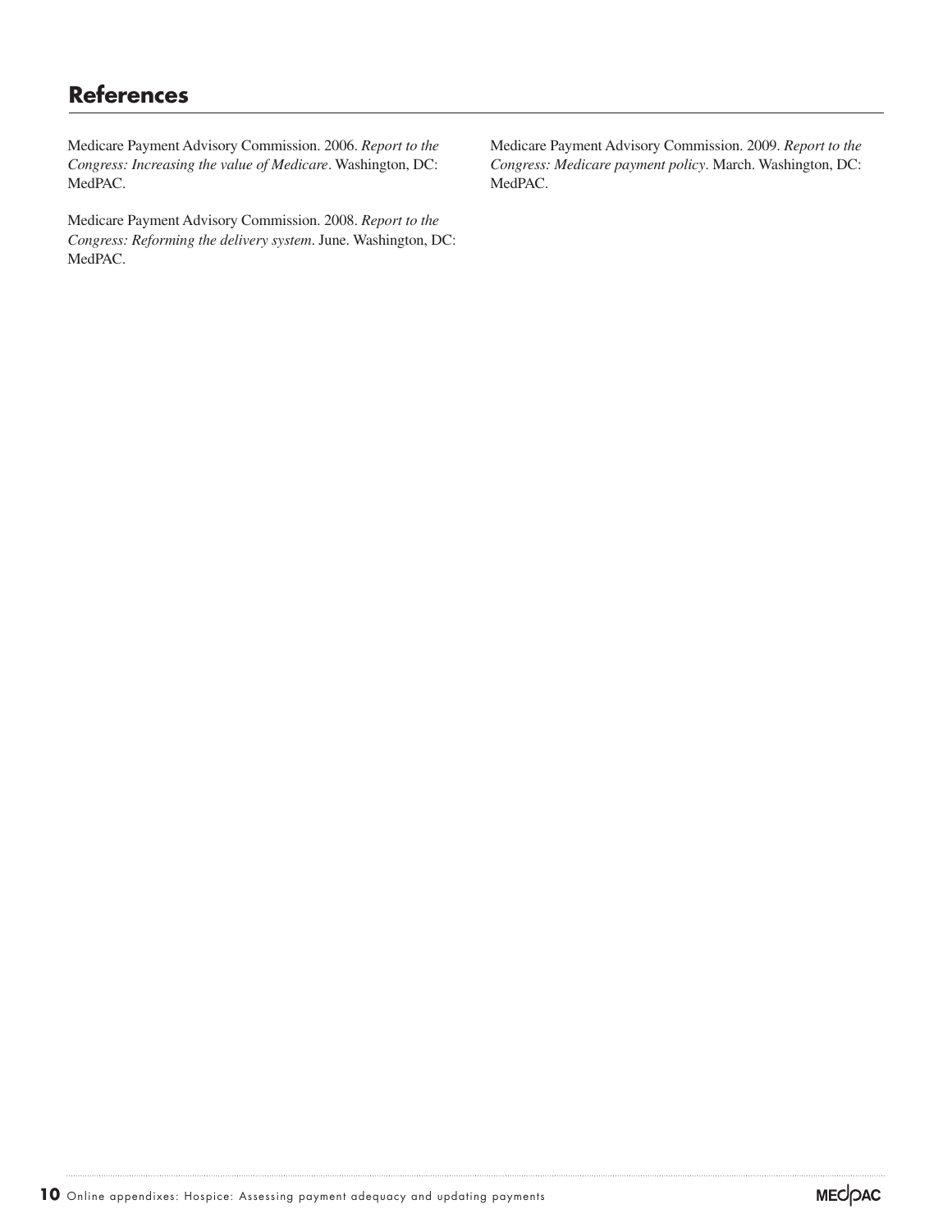## References

Medicare Payment Advisory Commission. 2006. *Report to the Congress: Increasing the value of Medicare*. Washington, DC: MedPAC.

Medicare Payment Advisory Commission. 2008. *Report to the Congress: Reforming the delivery system*. June. Washington, DC: MedPAC.

Medicare Payment Advisory Commission. 2009. *Report to the Congress: Medicare payment policy*. March. Washington, DC: MedPAC.